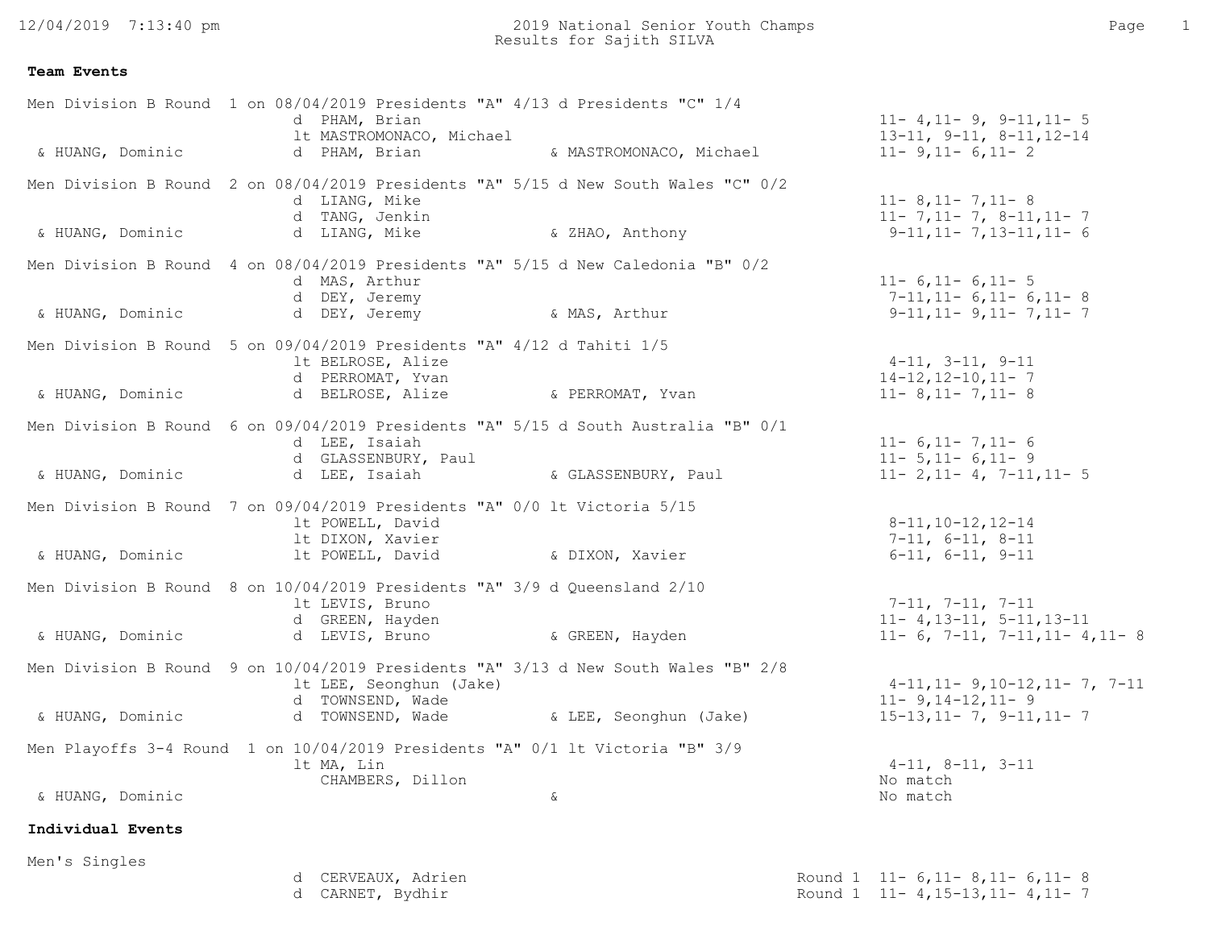# 2019 National Senior Youth Champs

## Results for Sajith SILVA

### Team Events

**Men Division B Round 1 on 08/04/2019 Presidents "A" 4/13 d Presidents "C" 1/4**

| | Result | Opponent | Partner/Opponent | Score |
|---|---|---|---|---|
| | d | PHAM, Brian | | 11- 4,11- 9, 9-11,11- 5 |
| | lt | MASTROMONACO, Michael | | 13-11, 9-11, 8-11,12-14 |
| & HUANG, Dominic | d | PHAM, Brian | & MASTROMONACO, Michael | 11- 9,11- 6,11- 2 |

**Men Division B Round 2 on 08/04/2019 Presidents "A" 5/15 d New South Wales "C" 0/2**

| | Result | Opponent | Partner/Opponent | Score |
|---|---|---|---|---|
| | d | LIANG, Mike | | 11- 8,11- 7,11- 8 |
| | d | TANG, Jenkin | | 11- 7,11- 7, 8-11,11- 7 |
| & HUANG, Dominic | d | LIANG, Mike | & ZHAO, Anthony | 9-11,11- 7,13-11,11- 6 |

**Men Division B Round 4 on 08/04/2019 Presidents "A" 5/15 d New Caledonia "B" 0/2**

| | Result | Opponent | Partner/Opponent | Score |
|---|---|---|---|---|
| | d | MAS, Arthur | | 11- 6,11- 6,11- 5 |
| | d | DEY, Jeremy | | 7-11,11- 6,11- 6,11- 8 |
| & HUANG, Dominic | d | DEY, Jeremy | & MAS, Arthur | 9-11,11- 9,11- 7,11- 7 |

**Men Division B Round 5 on 09/04/2019 Presidents "A" 4/12 d Tahiti 1/5**

| | Result | Opponent | Partner/Opponent | Score |
|---|---|---|---|---|
| | lt | BELROSE, Alize | | 4-11, 3-11, 9-11 |
| | d | PERROMAT, Yvan | | 14-12,12-10,11- 7 |
| & HUANG, Dominic | d | BELROSE, Alize | & PERROMAT, Yvan | 11- 8,11- 7,11- 8 |

**Men Division B Round 6 on 09/04/2019 Presidents "A" 5/15 d South Australia "B" 0/1**

| | Result | Opponent | Partner/Opponent | Score |
|---|---|---|---|---|
| | d | LEE, Isaiah | | 11- 6,11- 7,11- 6 |
| | d | GLASSENBURY, Paul | | 11- 5,11- 6,11- 9 |
| & HUANG, Dominic | d | LEE, Isaiah | & GLASSENBURY, Paul | 11- 2,11- 4, 7-11,11- 5 |

**Men Division B Round 7 on 09/04/2019 Presidents "A" 0/0 lt Victoria 5/15**

| | Result | Opponent | Partner/Opponent | Score |
|---|---|---|---|---|
| | lt | POWELL, David | | 8-11,10-12,12-14 |
| | lt | DIXON, Xavier | | 7-11, 6-11, 8-11 |
| & HUANG, Dominic | lt | POWELL, David | & DIXON, Xavier | 6-11, 6-11, 9-11 |

**Men Division B Round 8 on 10/04/2019 Presidents "A" 3/9 d Queensland 2/10**

| | Result | Opponent | Partner/Opponent | Score |
|---|---|---|---|---|
| | lt | LEVIS, Bruno | | 7-11, 7-11, 7-11 |
| | d | GREEN, Hayden | | 11- 4,13-11, 5-11,13-11 |
| & HUANG, Dominic | d | LEVIS, Bruno | & GREEN, Hayden | 11- 6, 7-11, 7-11,11- 4,11- 8 |

**Men Division B Round 9 on 10/04/2019 Presidents "A" 3/13 d New South Wales "B" 2/8**

| | Result | Opponent | Partner/Opponent | Score |
|---|---|---|---|---|
| | lt | LEE, Seonghun (Jake) | | 4-11,11- 9,10-12,11- 7, 7-11 |
| | d | TOWNSEND, Wade | | 11- 9,14-12,11- 9 |
| & HUANG, Dominic | d | TOWNSEND, Wade | & LEE, Seonghun (Jake) | 15-13,11- 7, 9-11,11- 7 |

**Men Playoffs 3-4 Round 1 on 10/04/2019 Presidents "A" 0/1 lt Victoria "B" 3/9**

| | Result | Opponent | Partner/Opponent | Score |
|---|---|---|---|---|
| | lt | MA, Lin | | 4-11, 8-11, 3-11 |
| | | CHAMBERS, Dillon | | No match |
| & HUANG, Dominic | | | & | No match |

### Individual Events

**Men's Singles**

| Result | Opponent | Round | Score |
|---|---|---|---|
| d | CERVEAUX, Adrien | Round 1 | 11- 6,11- 8,11- 6,11- 8 |
| d | CARNET, Bydhir | Round 1 | 11- 4,15-13,11- 4,11- 7 |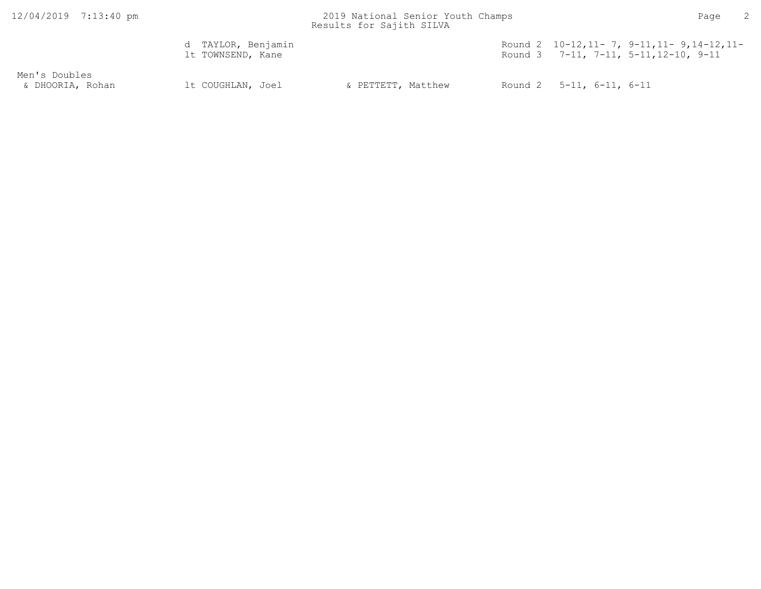| | | | | |
|---|---|---|---|---|
| | d TAYLOR, Benjamin | | Round 2 | 10-12,11- 7, 9-11,11- 9,14-12,11- |
| | lt TOWNSEND, Kane | | Round 3 | 7-11, 7-11, 5-11,12-10, 9-11 |

Men's Doubles

| | | | | |
|---|---|---|---|---|
| & DHOORIA, Rohan | lt COUGHLAN, Joel | & PETTETT, Matthew | Round 2 | 5-11, 6-11, 6-11 |